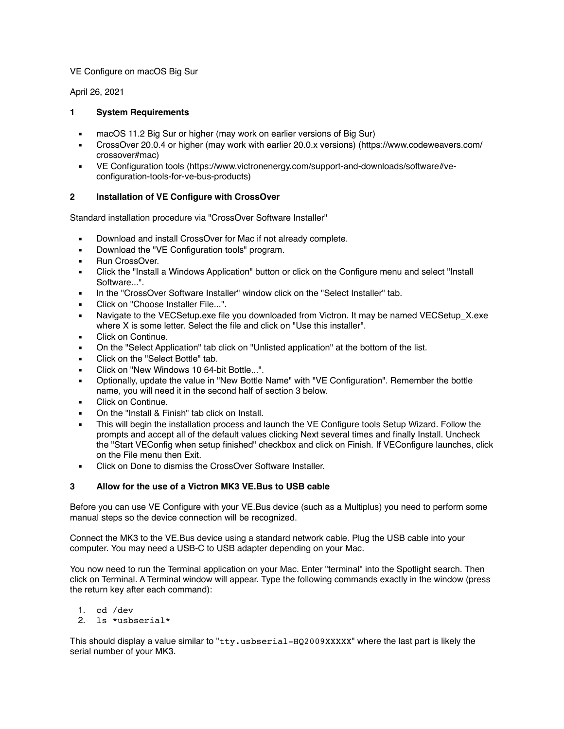VE Configure on macOS Big Sur

April 26, 2021

## 1 System Requirements

- macOS 11.2 Big Sur or higher (may work on earlier versions of Big Sur)
- CrossOver 20.0.4 or higher (may work with earlier 20.0.x versions) (https://www.codeweavers.com/crossover#mac)
- VE Configuration tools (https://www.victronenergy.com/support-and-downloads/software#ve-configuration-tools-for-ve-bus-products)

## 2 Installation of VE Configure with CrossOver

Standard installation procedure via "CrossOver Software Installer"

- Download and install CrossOver for Mac if not already complete.
- Download the "VE Configuration tools" program.
- Run CrossOver.
- Click the "Install a Windows Application" button or click on the Configure menu and select "Install Software...".
- In the "CrossOver Software Installer" window click on the "Select Installer" tab.
- Click on "Choose Installer File...".
- Navigate to the VECSetup.exe file you downloaded from Victron. It may be named VECSetup_X.exe where X is some letter. Select the file and click on "Use this installer".
- Click on Continue.
- On the "Select Application" tab click on "Unlisted application" at the bottom of the list.
- Click on the "Select Bottle" tab.
- Click on "New Windows 10 64-bit Bottle...".
- Optionally, update the value in "New Bottle Name" with "VE Configuration". Remember the bottle name, you will need it in the second half of section 3 below.
- Click on Continue.
- On the "Install & Finish" tab click on Install.
- This will begin the installation process and launch the VE Configure tools Setup Wizard. Follow the prompts and accept all of the default values clicking Next several times and finally Install. Uncheck the "Start VEConfig when setup finished" checkbox and click on Finish. If VEConfigure launches, click on the File menu then Exit.
- Click on Done to dismiss the CrossOver Software Installer.

## 3 Allow for the use of a Victron MK3 VE.Bus to USB cable

Before you can use VE Configure with your VE.Bus device (such as a Multiplus) you need to perform some manual steps so the device connection will be recognized.

Connect the MK3 to the VE.Bus device using a standard network cable. Plug the USB cable into your computer. You may need a USB-C to USB adapter depending on your Mac.

You now need to run the Terminal application on your Mac. Enter "terminal" into the Spotlight search. Then click on Terminal. A Terminal window will appear. Type the following commands exactly in the window (press the return key after each command):

1. `cd /dev`
2. `ls *usbserial*`

This should display a value similar to "`tty.usbserial-HQ2009XXXXX`" where the last part is likely the serial number of your MK3.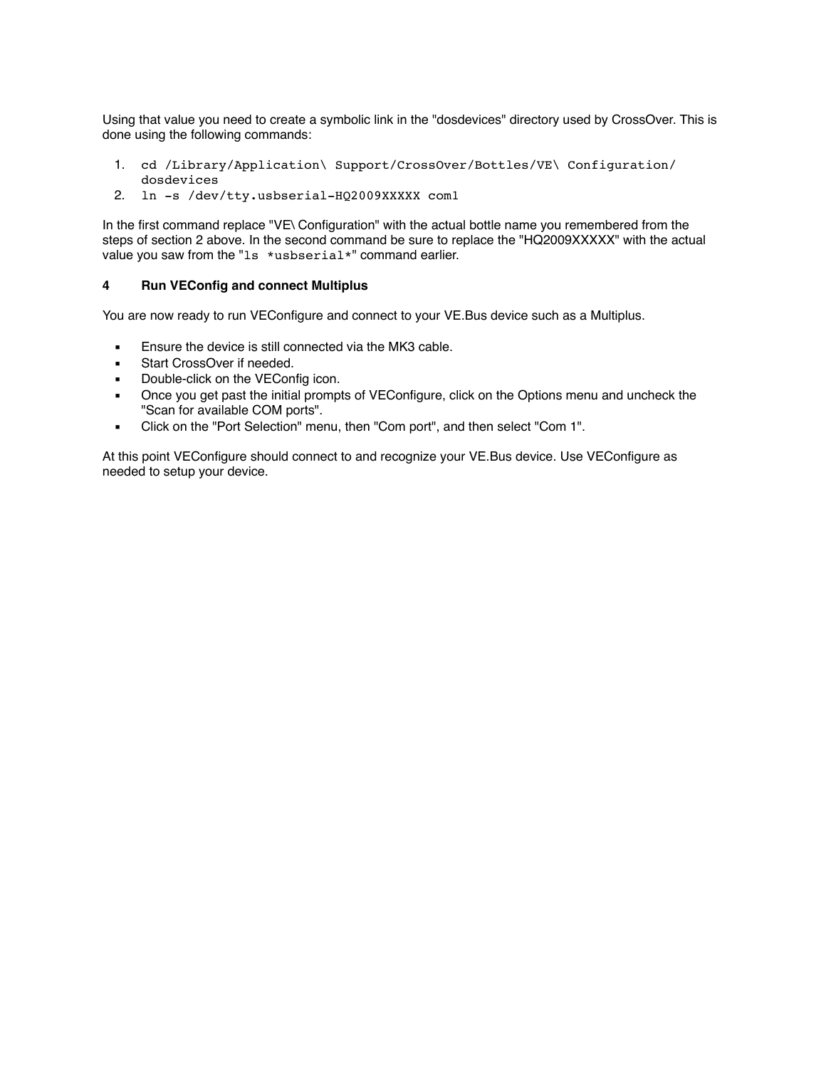Using that value you need to create a symbolic link in the "dosdevices" directory used by CrossOver. This is done using the following commands:

1. `cd /Library/Application\ Support/CrossOver/Bottles/VE\ Configuration/dosdevices`
2. `ln -s /dev/tty.usbserial-HQ2009XXXXX com1`

In the first command replace "VE\ Configuration" with the actual bottle name you remembered from the steps of section 2 above. In the second command be sure to replace the "HQ2009XXXXX" with the actual value you saw from the "`ls *usbserial*`" command earlier.

## 4 Run VEConfig and connect Multiplus

You are now ready to run VEConfigure and connect to your VE.Bus device such as a Multiplus.

- Ensure the device is still connected via the MK3 cable.
- Start CrossOver if needed.
- Double-click on the VEConfig icon.
- Once you get past the initial prompts of VEConfigure, click on the Options menu and uncheck the "Scan for available COM ports".
- Click on the "Port Selection" menu, then "Com port", and then select "Com 1".

At this point VEConfigure should connect to and recognize your VE.Bus device. Use VEConfigure as needed to setup your device.